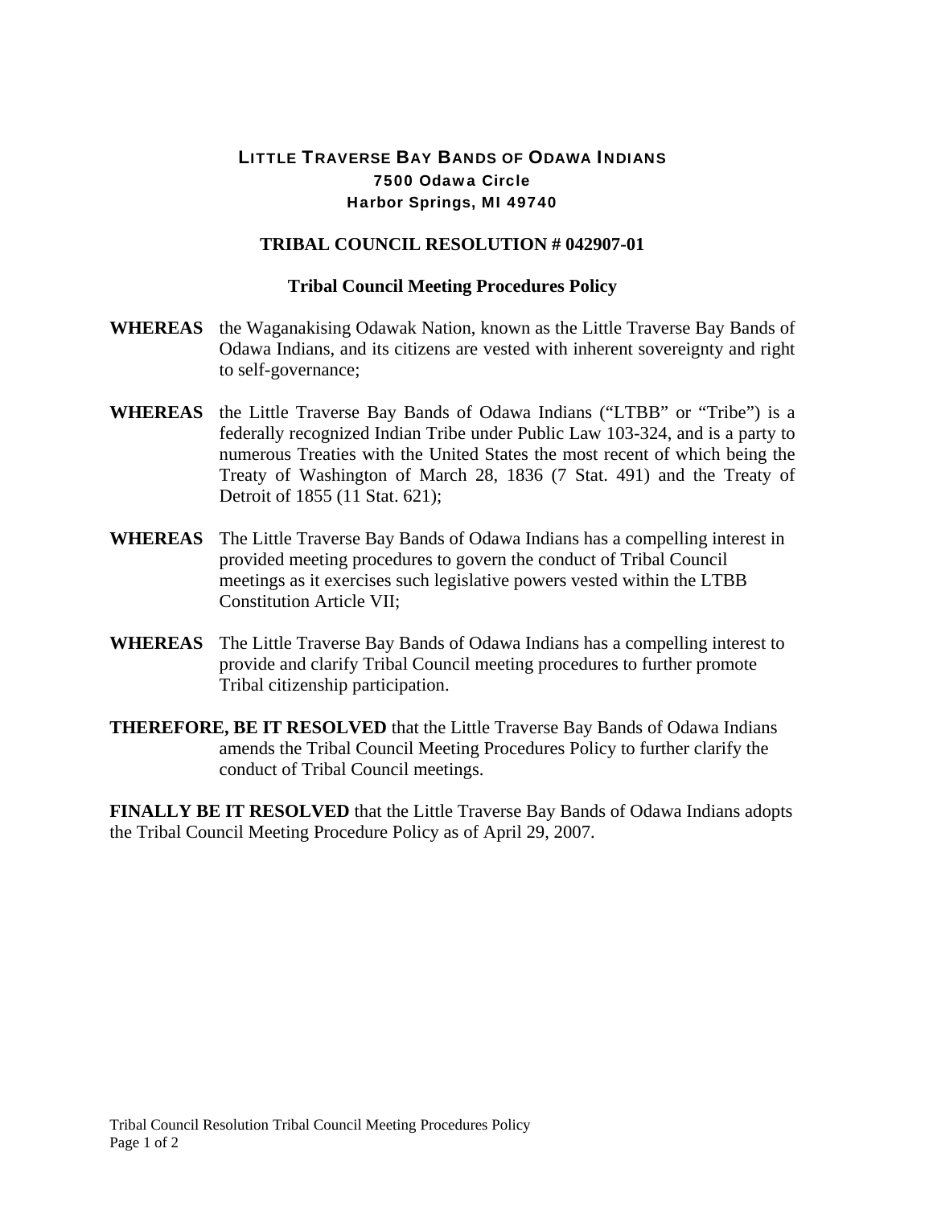# LITTLE TRAVERSE BAY BANDS OF ODAWA INDIANS

**7500 Odawa Circle**
**Harbor Springs, MI 49740**

## TRIBAL COUNCIL RESOLUTION # 042907-01

### Tribal Council Meeting Procedures Policy

**WHEREAS** the Waganakising Odawak Nation, known as the Little Traverse Bay Bands of Odawa Indians, and its citizens are vested with inherent sovereignty and right to self-governance;

**WHEREAS** the Little Traverse Bay Bands of Odawa Indians ("LTBB" or "Tribe") is a federally recognized Indian Tribe under Public Law 103-324, and is a party to numerous Treaties with the United States the most recent of which being the Treaty of Washington of March 28, 1836 (7 Stat. 491) and the Treaty of Detroit of 1855 (11 Stat. 621);

**WHEREAS** The Little Traverse Bay Bands of Odawa Indians has a compelling interest in provided meeting procedures to govern the conduct of Tribal Council meetings as it exercises such legislative powers vested within the LTBB Constitution Article VII;

**WHEREAS** The Little Traverse Bay Bands of Odawa Indians has a compelling interest to provide and clarify Tribal Council meeting procedures to further promote Tribal citizenship participation.

**THEREFORE, BE IT RESOLVED** that the Little Traverse Bay Bands of Odawa Indians amends the Tribal Council Meeting Procedures Policy to further clarify the conduct of Tribal Council meetings.

**FINALLY BE IT RESOLVED** that the Little Traverse Bay Bands of Odawa Indians adopts the Tribal Council Meeting Procedure Policy as of April 29, 2007.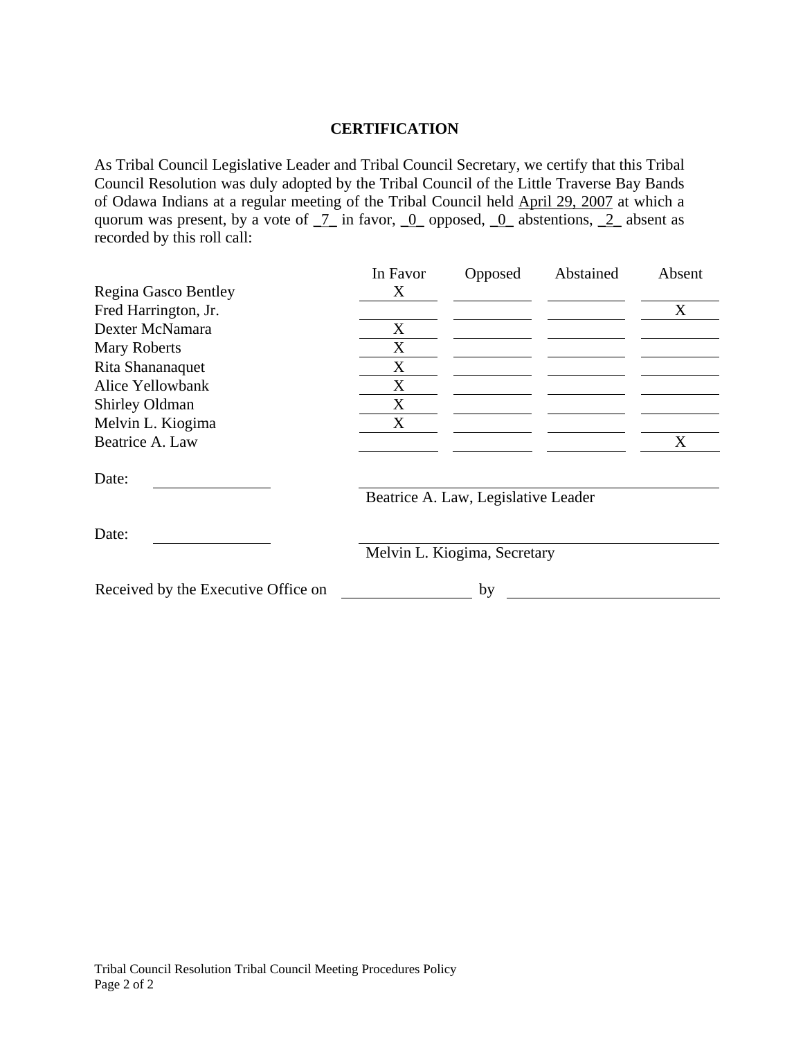**CERTIFICATION**

As Tribal Council Legislative Leader and Tribal Council Secretary, we certify that this Tribal Council Resolution was duly adopted by the Tribal Council of the Little Traverse Bay Bands of Odawa Indians at a regular meeting of the Tribal Council held April 29, 2007 at which a quorum was present, by a vote of _7_ in favor, _0_ opposed, _0_ abstentions, _2_ absent as recorded by this roll call:

| | In Favor | Opposed | Abstained | Absent |
|---|---|---|---|---|
| Regina Gasco Bentley | X | | | |
| Fred Harrington, Jr. | | | | X |
| Dexter McNamara | X | | | |
| Mary Roberts | X | | | |
| Rita Shananaquet | X | | | |
| Alice Yellowbank | X | | | |
| Shirley Oldman | X | | | |
| Melvin L. Kiogima | X | | | |
| Beatrice A. Law | | | | X |

Date: ____________ ______________________________
Beatrice A. Law, Legislative Leader

Date: ____________ ______________________________
Melvin L. Kiogima, Secretary

Received by the Executive Office on ____________ by ______________________